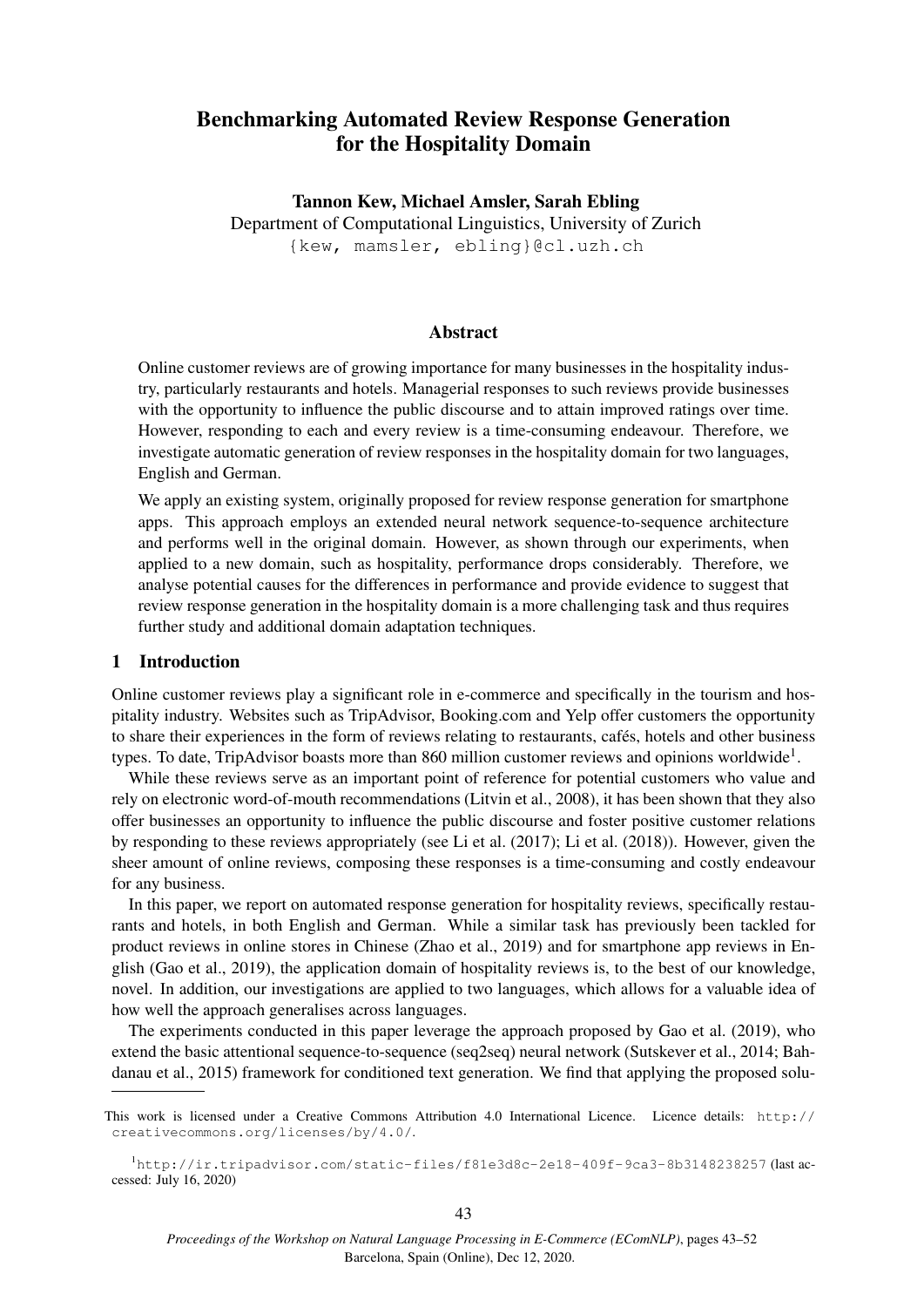# Benchmarking Automated Review Response Generation for the Hospitality Domain

**Tannon Kew, Michael Amsler, Sarah Ebling**
Department of Computational Linguistics, University of Zurich
{kew, mamsler, ebling}@cl.uzh.ch

## Abstract

Online customer reviews are of growing importance for many businesses in the hospitality industry, particularly restaurants and hotels. Managerial responses to such reviews provide businesses with the opportunity to influence the public discourse and to attain improved ratings over time. However, responding to each and every review is a time-consuming endeavour. Therefore, we investigate automatic generation of review responses in the hospitality domain for two languages, English and German.

We apply an existing system, originally proposed for review response generation for smartphone apps. This approach employs an extended neural network sequence-to-sequence architecture and performs well in the original domain. However, as shown through our experiments, when applied to a new domain, such as hospitality, performance drops considerably. Therefore, we analyse potential causes for the differences in performance and provide evidence to suggest that review response generation in the hospitality domain is a more challenging task and thus requires further study and additional domain adaptation techniques.

## 1 Introduction

Online customer reviews play a significant role in e-commerce and specifically in the tourism and hospitality industry. Websites such as TripAdvisor, Booking.com and Yelp offer customers the opportunity to share their experiences in the form of reviews relating to restaurants, cafés, hotels and other business types. To date, TripAdvisor boasts more than 860 million customer reviews and opinions worldwide[1].

While these reviews serve as an important point of reference for potential customers who value and rely on electronic word-of-mouth recommendations (Litvin et al., 2008), it has been shown that they also offer businesses an opportunity to influence the public discourse and foster positive customer relations by responding to these reviews appropriately (see Li et al. (2017); Li et al. (2018)). However, given the sheer amount of online reviews, composing these responses is a time-consuming and costly endeavour for any business.

In this paper, we report on automated response generation for hospitality reviews, specifically restaurants and hotels, in both English and German. While a similar task has previously been tackled for product reviews in online stores in Chinese (Zhao et al., 2019) and for smartphone app reviews in English (Gao et al., 2019), the application domain of hospitality reviews is, to the best of our knowledge, novel. In addition, our investigations are applied to two languages, which allows for a valuable idea of how well the approach generalises across languages.

The experiments conducted in this paper leverage the approach proposed by Gao et al. (2019), who extend the basic attentional sequence-to-sequence (seq2seq) neural network (Sutskever et al., 2014; Bahdanau et al., 2015) framework for conditioned text generation. We find that applying the proposed solu-

This work is licensed under a Creative Commons Attribution 4.0 International Licence. Licence details: http://creativecommons.org/licenses/by/4.0/.

[1] http://ir.tripadvisor.com/static-files/f81e3d8c-2e18-409f-9ca3-8b3148238257 (last accessed: July 16, 2020)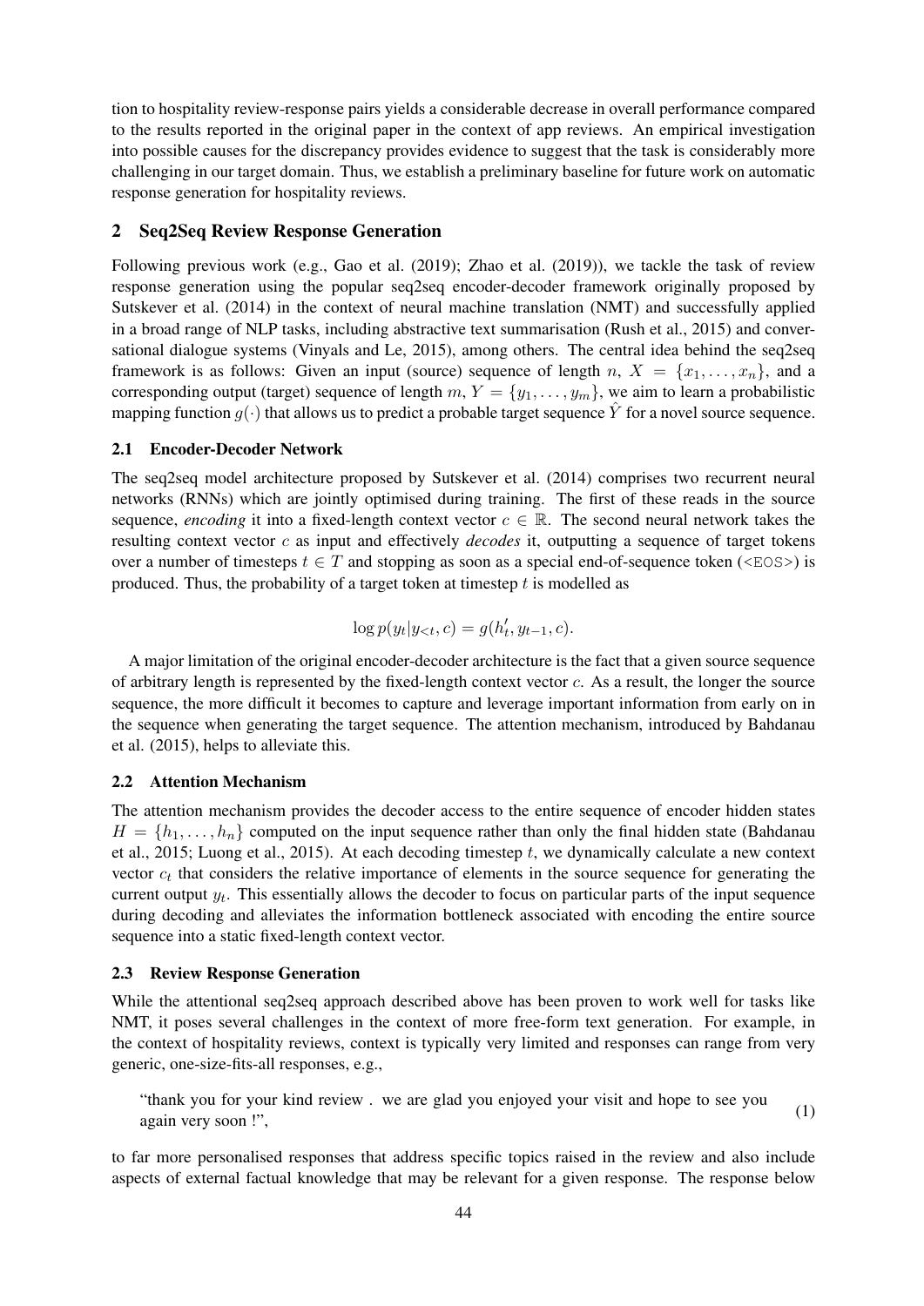tion to hospitality review-response pairs yields a considerable decrease in overall performance compared to the results reported in the original paper in the context of app reviews. An empirical investigation into possible causes for the discrepancy provides evidence to suggest that the task is considerably more challenging in our target domain. Thus, we establish a preliminary baseline for future work on automatic response generation for hospitality reviews.

## 2 Seq2Seq Review Response Generation

Following previous work (e.g., Gao et al. (2019); Zhao et al. (2019)), we tackle the task of review response generation using the popular seq2seq encoder-decoder framework originally proposed by Sutskever et al. (2014) in the context of neural machine translation (NMT) and successfully applied in a broad range of NLP tasks, including abstractive text summarisation (Rush et al., 2015) and conversational dialogue systems (Vinyals and Le, 2015), among others. The central idea behind the seq2seq framework is as follows: Given an input (source) sequence of length $n$, $X = \{x_1, \ldots, x_n\}$, and a corresponding output (target) sequence of length $m$, $Y = \{y_1, \ldots, y_m\}$, we aim to learn a probabilistic mapping function $g(\cdot)$ that allows us to predict a probable target sequence $\hat{Y}$ for a novel source sequence.

### 2.1 Encoder-Decoder Network

The seq2seq model architecture proposed by Sutskever et al. (2014) comprises two recurrent neural networks (RNNs) which are jointly optimised during training. The first of these reads in the source sequence, *encoding* it into a fixed-length context vector $c \in \mathbb{R}$. The second neural network takes the resulting context vector $c$ as input and effectively *decodes* it, outputting a sequence of target tokens over a number of timesteps $t \in T$ and stopping as soon as a special end-of-sequence token (`<EOS>`) is produced. Thus, the probability of a target token at timestep $t$ is modelled as

$$\log p(y_t | y_{<t}, c) = g(h'_t, y_{t-1}, c).$$

A major limitation of the original encoder-decoder architecture is the fact that a given source sequence of arbitrary length is represented by the fixed-length context vector $c$. As a result, the longer the source sequence, the more difficult it becomes to capture and leverage important information from early on in the sequence when generating the target sequence. The attention mechanism, introduced by Bahdanau et al. (2015), helps to alleviate this.

### 2.2 Attention Mechanism

The attention mechanism provides the decoder access to the entire sequence of encoder hidden states $H = \{h_1, \ldots, h_n\}$ computed on the input sequence rather than only the final hidden state (Bahdanau et al., 2015; Luong et al., 2015). At each decoding timestep $t$, we dynamically calculate a new context vector $c_t$ that considers the relative importance of elements in the source sequence for generating the current output $y_t$. This essentially allows the decoder to focus on particular parts of the input sequence during decoding and alleviates the information bottleneck associated with encoding the entire source sequence into a static fixed-length context vector.

### 2.3 Review Response Generation

While the attentional seq2seq approach described above has been proven to work well for tasks like NMT, it poses several challenges in the context of more free-form text generation. For example, in the context of hospitality reviews, context is typically very limited and responses can range from very generic, one-size-fits-all responses, e.g.,

> "thank you for your kind review . we are glad you enjoyed your visit and hope to see you again very soon !", (1)

to far more personalised responses that address specific topics raised in the review and also include aspects of external factual knowledge that may be relevant for a given response. The response below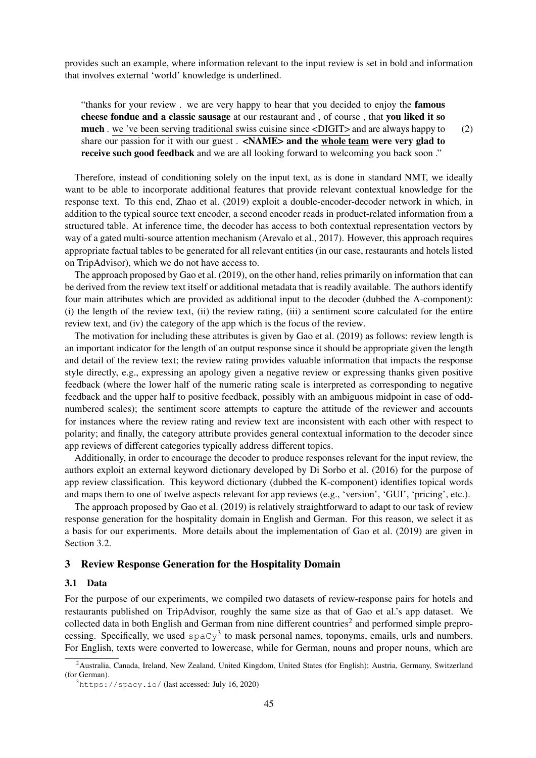provides such an example, where information relevant to the input review is set in bold and information that involves external 'world' knowledge is underlined.

> "thanks for your review . we are very happy to hear that you decided to enjoy the **famous cheese fondue and a classic sausage** at our restaurant and , of course , that **you liked it so much** . <u>we 've been serving traditional swiss cuisine since <DIGIT></u> and are always happy to share our passion for it with our guest . **<NAME> and the <u>whole team</u> were very glad to receive such good feedback** and we are all looking forward to welcoming you back soon ." (2)

Therefore, instead of conditioning solely on the input text, as is done in standard NMT, we ideally want to be able to incorporate additional features that provide relevant contextual knowledge for the response text. To this end, Zhao et al. (2019) exploit a double-encoder-decoder network in which, in addition to the typical source text encoder, a second encoder reads in product-related information from a structured table. At inference time, the decoder has access to both contextual representation vectors by way of a gated multi-source attention mechanism (Arevalo et al., 2017). However, this approach requires appropriate factual tables to be generated for all relevant entities (in our case, restaurants and hotels listed on TripAdvisor), which we do not have access to.

The approach proposed by Gao et al. (2019), on the other hand, relies primarily on information that can be derived from the review text itself or additional metadata that is readily available. The authors identify four main attributes which are provided as additional input to the decoder (dubbed the A-component): (i) the length of the review text, (ii) the review rating, (iii) a sentiment score calculated for the entire review text, and (iv) the category of the app which is the focus of the review.

The motivation for including these attributes is given by Gao et al. (2019) as follows: review length is an important indicator for the length of an output response since it should be appropriate given the length and detail of the review text; the review rating provides valuable information that impacts the response style directly, e.g., expressing an apology given a negative review or expressing thanks given positive feedback (where the lower half of the numeric rating scale is interpreted as corresponding to negative feedback and the upper half to positive feedback, possibly with an ambiguous midpoint in case of odd-numbered scales); the sentiment score attempts to capture the attitude of the reviewer and accounts for instances where the review rating and review text are inconsistent with each other with respect to polarity; and finally, the category attribute provides general contextual information to the decoder since app reviews of different categories typically address different topics.

Additionally, in order to encourage the decoder to produce responses relevant for the input review, the authors exploit an external keyword dictionary developed by Di Sorbo et al. (2016) for the purpose of app review classification. This keyword dictionary (dubbed the K-component) identifies topical words and maps them to one of twelve aspects relevant for app reviews (e.g., 'version', 'GUI', 'pricing', etc.).

The approach proposed by Gao et al. (2019) is relatively straightforward to adapt to our task of review response generation for the hospitality domain in English and German. For this reason, we select it as a basis for our experiments. More details about the implementation of Gao et al. (2019) are given in Section 3.2.

## 3 Review Response Generation for the Hospitality Domain

### 3.1 Data

For the purpose of our experiments, we compiled two datasets of review-response pairs for hotels and restaurants published on TripAdvisor, roughly the same size as that of Gao et al.'s app dataset. We collected data in both English and German from nine different countries[2] and performed simple preprocessing. Specifically, we used `spaCy`[3] to mask personal names, toponyms, emails, urls and numbers. For English, texts were converted to lowercase, while for German, nouns and proper nouns, which are

[2] Australia, Canada, Ireland, New Zealand, United Kingdom, United States (for English); Austria, Germany, Switzerland (for German).

[3] `https://spacy.io/` (last accessed: July 16, 2020)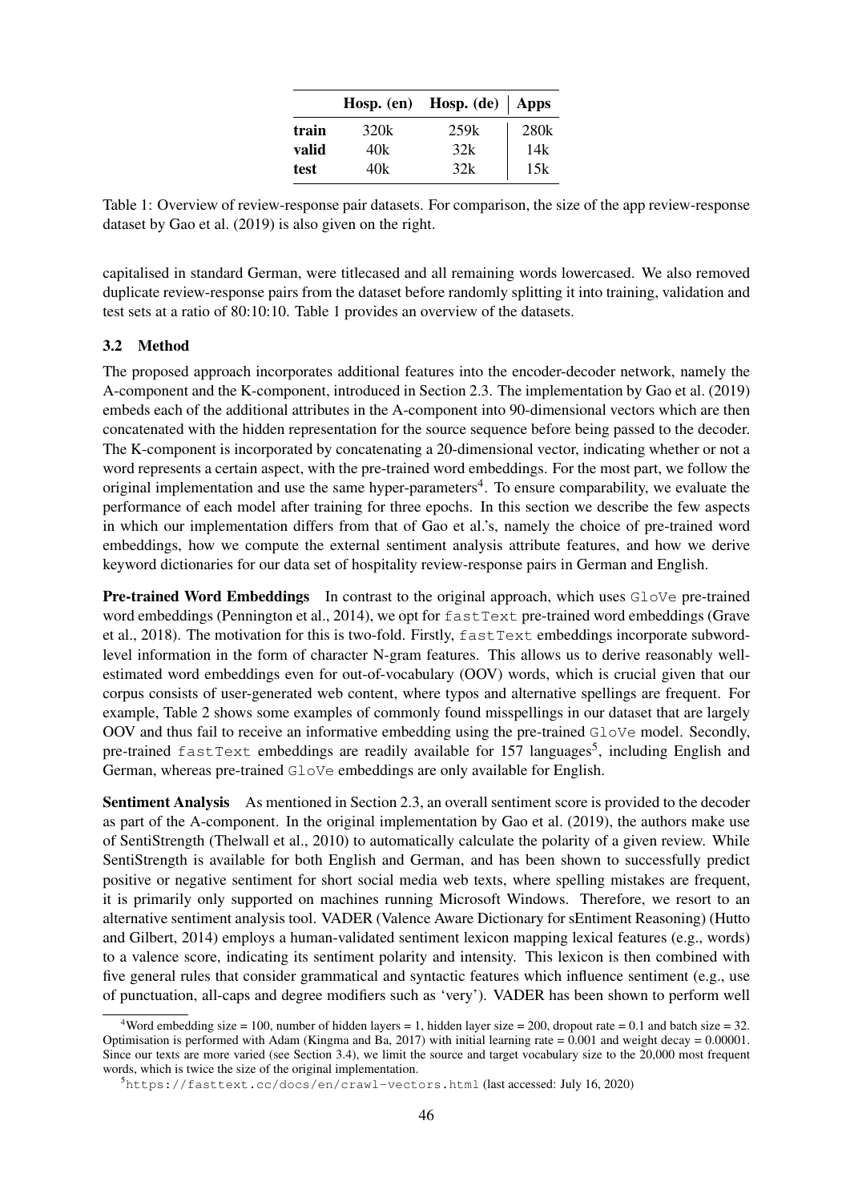| | Hosp. (en) | Hosp. (de) | Apps |
|---|---|---|---|
| **train** | 320k | 259k | 280k |
| **valid** | 40k | 32k | 14k |
| **test** | 40k | 32k | 15k |

Table 1: Overview of review-response pair datasets. For comparison, the size of the app review-response dataset by Gao et al. (2019) is also given on the right.

capitalised in standard German, were titlecased and all remaining words lowercased. We also removed duplicate review-response pairs from the dataset before randomly splitting it into training, validation and test sets at a ratio of 80:10:10. Table 1 provides an overview of the datasets.

### 3.2 Method

The proposed approach incorporates additional features into the encoder-decoder network, namely the A-component and the K-component, introduced in Section 2.3. The implementation by Gao et al. (2019) embeds each of the additional attributes in the A-component into 90-dimensional vectors which are then concatenated with the hidden representation for the source sequence before being passed to the decoder. The K-component is incorporated by concatenating a 20-dimensional vector, indicating whether or not a word represents a certain aspect, with the pre-trained word embeddings. For the most part, we follow the original implementation and use the same hyper-parameters[4]. To ensure comparability, we evaluate the performance of each model after training for three epochs. In this section we describe the few aspects in which our implementation differs from that of Gao et al.'s, namely the choice of pre-trained word embeddings, how we compute the external sentiment analysis attribute features, and how we derive keyword dictionaries for our data set of hospitality review-response pairs in German and English.

**Pre-trained Word Embeddings** In contrast to the original approach, which uses `GloVe` pre-trained word embeddings (Pennington et al., 2014), we opt for `fastText` pre-trained word embeddings (Grave et al., 2018). The motivation for this is two-fold. Firstly, `fastText` embeddings incorporate subword-level information in the form of character N-gram features. This allows us to derive reasonably well-estimated word embeddings even for out-of-vocabulary (OOV) words, which is crucial given that our corpus consists of user-generated web content, where typos and alternative spellings are frequent. For example, Table 2 shows some examples of commonly found misspellings in our dataset that are largely OOV and thus fail to receive an informative embedding using the pre-trained `GloVe` model. Secondly, pre-trained `fastText` embeddings are readily available for 157 languages[5], including English and German, whereas pre-trained `GloVe` embeddings are only available for English.

**Sentiment Analysis** As mentioned in Section 2.3, an overall sentiment score is provided to the decoder as part of the A-component. In the original implementation by Gao et al. (2019), the authors make use of SentiStrength (Thelwall et al., 2010) to automatically calculate the polarity of a given review. While SentiStrength is available for both English and German, and has been shown to successfully predict positive or negative sentiment for short social media web texts, where spelling mistakes are frequent, it is primarily only supported on machines running Microsoft Windows. Therefore, we resort to an alternative sentiment analysis tool. VADER (Valence Aware Dictionary for sEntiment Reasoning) (Hutto and Gilbert, 2014) employs a human-validated sentiment lexicon mapping lexical features (e.g., words) to a valence score, indicating its sentiment polarity and intensity. This lexicon is then combined with five general rules that consider grammatical and syntactic features which influence sentiment (e.g., use of punctuation, all-caps and degree modifiers such as 'very'). VADER has been shown to perform well

[4] Word embedding size = 100, number of hidden layers = 1, hidden layer size = 200, dropout rate = 0.1 and batch size = 32. Optimisation is performed with Adam (Kingma and Ba, 2017) with initial learning rate = 0.001 and weight decay = 0.00001. Since our texts are more varied (see Section 3.4), we limit the source and target vocabulary size to the 20,000 most frequent words, which is twice the size of the original implementation.

[5] `https://fasttext.cc/docs/en/crawl-vectors.html` (last accessed: July 16, 2020)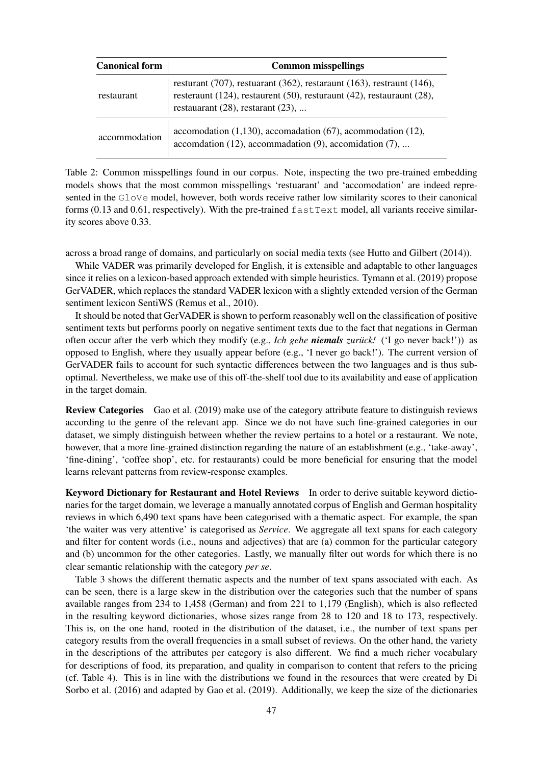| Canonical form | Common misspellings |
|---|---|
| restaurant | resturant (707), restuarant (362), restaraunt (163), restraunt (146), resteraunt (124), restaurent (50), resturaunt (42), restauraunt (28), restauarant (28), restarant (23), ... |
| accommodation | accomodation (1,130), accomadation (67), acommodation (12), accomdation (12), accommadation (9), accomidation (7), ... |

Table 2: Common misspellings found in our corpus. Note, inspecting the two pre-trained embedding models shows that the most common misspellings 'restuarant' and 'accomodation' are indeed represented in the GloVe model, however, both words receive rather low similarity scores to their canonical forms (0.13 and 0.61, respectively). With the pre-trained fastText model, all variants receive similarity scores above 0.33.

across a broad range of domains, and particularly on social media texts (see Hutto and Gilbert (2014)).

While VADER was primarily developed for English, it is extensible and adaptable to other languages since it relies on a lexicon-based approach extended with simple heuristics. Tymann et al. (2019) propose GerVADER, which replaces the standard VADER lexicon with a slightly extended version of the German sentiment lexicon SentiWS (Remus et al., 2010).

It should be noted that GerVADER is shown to perform reasonably well on the classification of positive sentiment texts but performs poorly on negative sentiment texts due to the fact that negations in German often occur after the verb which they modify (e.g., *Ich gehe **niemals** zurück!* ('I go never back!')) as opposed to English, where they usually appear before (e.g., 'I never go back!'). The current version of GerVADER fails to account for such syntactic differences between the two languages and is thus suboptimal. Nevertheless, we make use of this off-the-shelf tool due to its availability and ease of application in the target domain.

**Review Categories** Gao et al. (2019) make use of the category attribute feature to distinguish reviews according to the genre of the relevant app. Since we do not have such fine-grained categories in our dataset, we simply distinguish between whether the review pertains to a hotel or a restaurant. We note, however, that a more fine-grained distinction regarding the nature of an establishment (e.g., 'take-away', 'fine-dining', 'coffee shop', etc. for restaurants) could be more beneficial for ensuring that the model learns relevant patterns from review-response examples.

**Keyword Dictionary for Restaurant and Hotel Reviews** In order to derive suitable keyword dictionaries for the target domain, we leverage a manually annotated corpus of English and German hospitality reviews in which 6,490 text spans have been categorised with a thematic aspect. For example, the span 'the waiter was very attentive' is categorised as *Service*. We aggregate all text spans for each category and filter for content words (i.e., nouns and adjectives) that are (a) common for the particular category and (b) uncommon for the other categories. Lastly, we manually filter out words for which there is no clear semantic relationship with the category *per se*.

Table 3 shows the different thematic aspects and the number of text spans associated with each. As can be seen, there is a large skew in the distribution over the categories such that the number of spans available ranges from 234 to 1,458 (German) and from 221 to 1,179 (English), which is also reflected in the resulting keyword dictionaries, whose sizes range from 28 to 120 and 18 to 173, respectively. This is, on the one hand, rooted in the distribution of the dataset, i.e., the number of text spans per category results from the overall frequencies in a small subset of reviews. On the other hand, the variety in the descriptions of the attributes per category is also different. We find a much richer vocabulary for descriptions of food, its preparation, and quality in comparison to content that refers to the pricing (cf. Table 4). This is in line with the distributions we found in the resources that were created by Di Sorbo et al. (2016) and adapted by Gao et al. (2019). Additionally, we keep the size of the dictionaries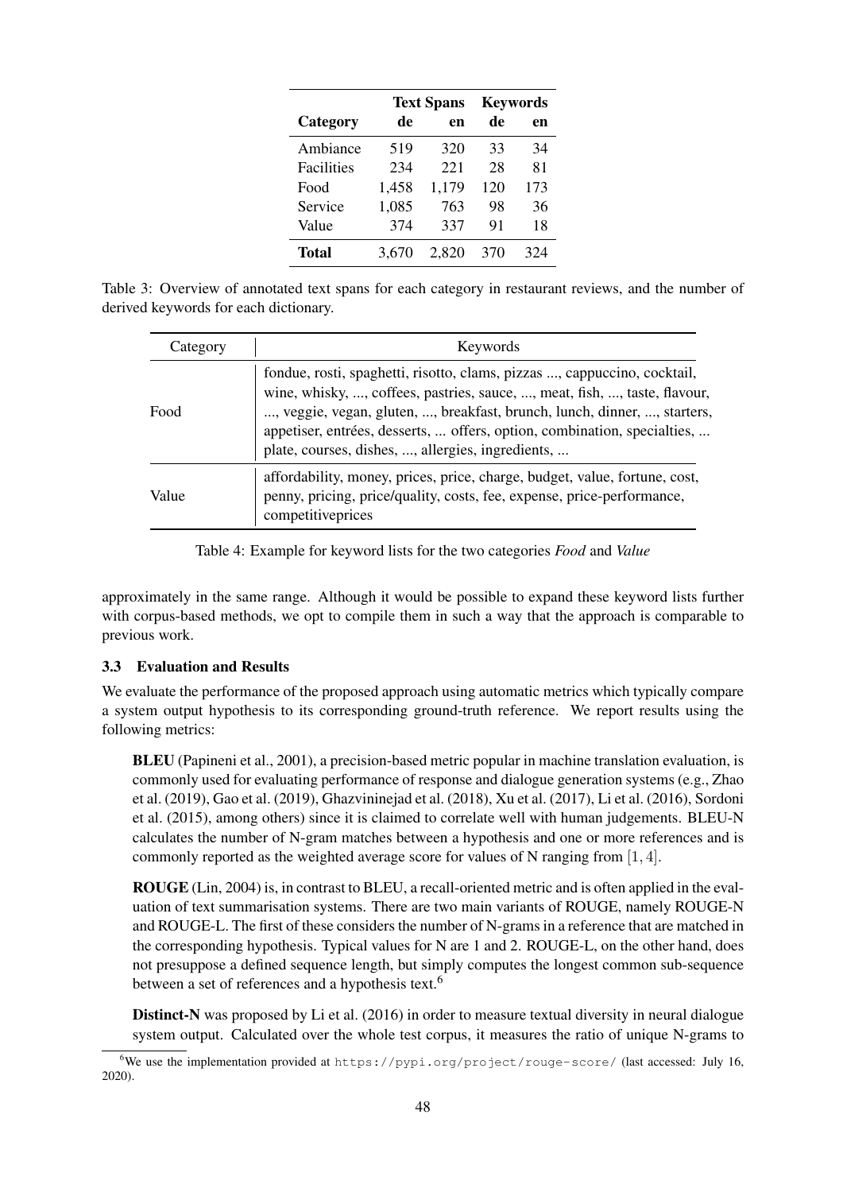| | Text Spans | | Keywords | |
|---|---|---|---|---|
| **Category** | **de** | **en** | **de** | **en** |
| Ambiance | 519 | 320 | 33 | 34 |
| Facilities | 234 | 221 | 28 | 81 |
| Food | 1,458 | 1,179 | 120 | 173 |
| Service | 1,085 | 763 | 98 | 36 |
| Value | 374 | 337 | 91 | 18 |
| **Total** | 3,670 | 2,820 | 370 | 324 |

Table 3: Overview of annotated text spans for each category in restaurant reviews, and the number of derived keywords for each dictionary.

| Category | Keywords |
|---|---|
| Food | fondue, rosti, spaghetti, risotto, clams, pizzas ..., cappuccino, cocktail, wine, whisky, ..., coffees, pastries, sauce, ..., meat, fish, ..., taste, flavour, ..., veggie, vegan, gluten, ..., breakfast, brunch, lunch, dinner, ..., starters, appetiser, entrées, desserts, ... offers, option, combination, specialties, ... plate, courses, dishes, ..., allergies, ingredients, ... |
| Value | affordability, money, prices, price, charge, budget, value, fortune, cost, penny, pricing, price/quality, costs, fee, expense, price-performance, competitiveprices |

Table 4: Example for keyword lists for the two categories *Food* and *Value*

approximately in the same range. Although it would be possible to expand these keyword lists further with corpus-based methods, we opt to compile them in such a way that the approach is comparable to previous work.

### 3.3 Evaluation and Results

We evaluate the performance of the proposed approach using automatic metrics which typically compare a system output hypothesis to its corresponding ground-truth reference. We report results using the following metrics:

**BLEU** (Papineni et al., 2001), a precision-based metric popular in machine translation evaluation, is commonly used for evaluating performance of response and dialogue generation systems (e.g., Zhao et al. (2019), Gao et al. (2019), Ghazvininejad et al. (2018), Xu et al. (2017), Li et al. (2016), Sordoni et al. (2015), among others) since it is claimed to correlate well with human judgements. BLEU-N calculates the number of N-gram matches between a hypothesis and one or more references and is commonly reported as the weighted average score for values of N ranging from $[1, 4]$.

**ROUGE** (Lin, 2004) is, in contrast to BLEU, a recall-oriented metric and is often applied in the evaluation of text summarisation systems. There are two main variants of ROUGE, namely ROUGE-N and ROUGE-L. The first of these considers the number of N-grams in a reference that are matched in the corresponding hypothesis. Typical values for N are 1 and 2. ROUGE-L, on the other hand, does not presuppose a defined sequence length, but simply computes the longest common sub-sequence between a set of references and a hypothesis text.[6]

**Distinct-N** was proposed by Li et al. (2016) in order to measure textual diversity in neural dialogue system output. Calculated over the whole test corpus, it measures the ratio of unique N-grams to

[6] We use the implementation provided at https://pypi.org/project/rouge-score/ (last accessed: July 16, 2020).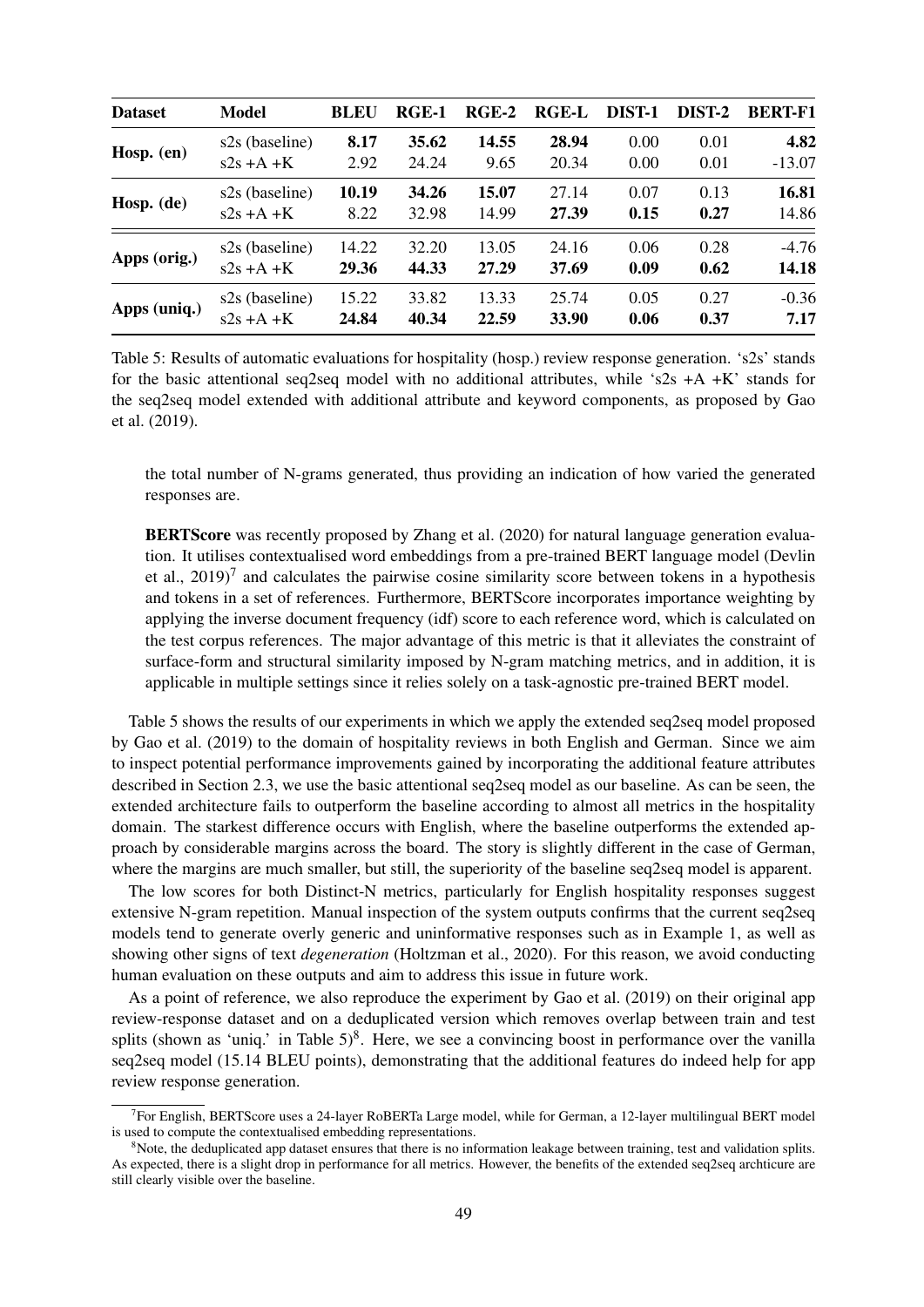| Dataset | Model | BLEU | RGE-1 | RGE-2 | RGE-L | DIST-1 | DIST-2 | BERT-F1 |
|---|---|---|---|---|---|---|---|---|
| **Hosp. (en)** | s2s (baseline) | **8.17** | **35.62** | **14.55** | **28.94** | 0.00 | 0.01 | **4.82** |
| | s2s +A +K | 2.92 | 24.24 | 9.65 | 20.34 | 0.00 | 0.01 | -13.07 |
| **Hosp. (de)** | s2s (baseline) | **10.19** | **34.26** | **15.07** | 27.14 | 0.07 | 0.13 | **16.81** |
| | s2s +A +K | 8.22 | 32.98 | 14.99 | **27.39** | **0.15** | **0.27** | 14.86 |
| **Apps (orig.)** | s2s (baseline) | 14.22 | 32.20 | 13.05 | 24.16 | 0.06 | 0.28 | -4.76 |
| | s2s +A +K | **29.36** | **44.33** | **27.29** | **37.69** | **0.09** | **0.62** | **14.18** |
| **Apps (uniq.)** | s2s (baseline) | 15.22 | 33.82 | 13.33 | 25.74 | 0.05 | 0.27 | -0.36 |
| | s2s +A +K | **24.84** | **40.34** | **22.59** | **33.90** | **0.06** | **0.37** | **7.17** |

Table 5: Results of automatic evaluations for hospitality (hosp.) review response generation. 's2s' stands for the basic attentional seq2seq model with no additional attributes, while 's2s +A +K' stands for the seq2seq model extended with additional attribute and keyword components, as proposed by Gao et al. (2019).

the total number of N-grams generated, thus providing an indication of how varied the generated responses are.

**BERTScore** was recently proposed by Zhang et al. (2020) for natural language generation evaluation. It utilises contextualised word embeddings from a pre-trained BERT language model (Devlin et al., 2019)[7] and calculates the pairwise cosine similarity score between tokens in a hypothesis and tokens in a set of references. Furthermore, BERTScore incorporates importance weighting by applying the inverse document frequency (idf) score to each reference word, which is calculated on the test corpus references. The major advantage of this metric is that it alleviates the constraint of surface-form and structural similarity imposed by N-gram matching metrics, and in addition, it is applicable in multiple settings since it relies solely on a task-agnostic pre-trained BERT model.

Table 5 shows the results of our experiments in which we apply the extended seq2seq model proposed by Gao et al. (2019) to the domain of hospitality reviews in both English and German. Since we aim to inspect potential performance improvements gained by incorporating the additional feature attributes described in Section 2.3, we use the basic attentional seq2seq model as our baseline. As can be seen, the extended architecture fails to outperform the baseline according to almost all metrics in the hospitality domain. The starkest difference occurs with English, where the baseline outperforms the extended approach by considerable margins across the board. The story is slightly different in the case of German, where the margins are much smaller, but still, the superiority of the baseline seq2seq model is apparent.

The low scores for both Distinct-N metrics, particularly for English hospitality responses suggest extensive N-gram repetition. Manual inspection of the system outputs confirms that the current seq2seq models tend to generate overly generic and uninformative responses such as in Example 1, as well as showing other signs of text *degeneration* (Holtzman et al., 2020). For this reason, we avoid conducting human evaluation on these outputs and aim to address this issue in future work.

As a point of reference, we also reproduce the experiment by Gao et al. (2019) on their original app review-response dataset and on a deduplicated version which removes overlap between train and test splits (shown as 'uniq.' in Table 5)[8]. Here, we see a convincing boost in performance over the vanilla seq2seq model (15.14 BLEU points), demonstrating that the additional features do indeed help for app review response generation.

---

[7] For English, BERTScore uses a 24-layer RoBERTa Large model, while for German, a 12-layer multilingual BERT model is used to compute the contextualised embedding representations.

[8] Note, the deduplicated app dataset ensures that there is no information leakage between training, test and validation splits. As expected, there is a slight drop in performance for all metrics. However, the benefits of the extended seq2seq archticure are still clearly visible over the baseline.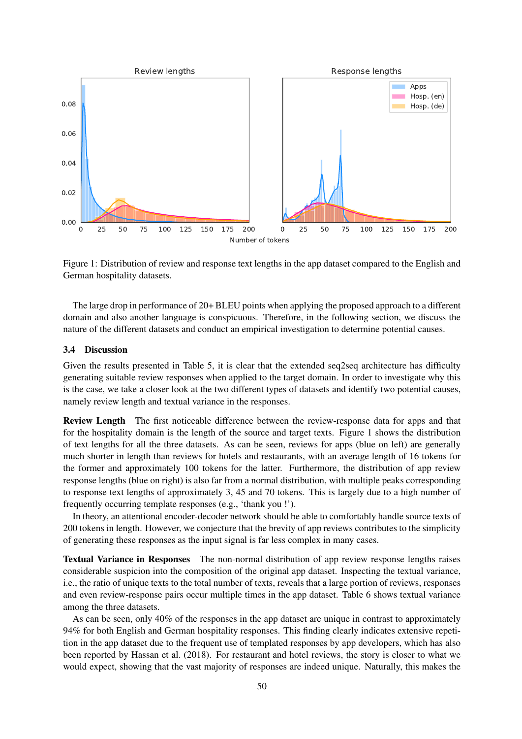Figure 1: Distribution of review and response text lengths in the app dataset compared to the English and German hospitality datasets.

The large drop in performance of 20+ BLEU points when applying the proposed approach to a different domain and also another language is conspicuous. Therefore, in the following section, we discuss the nature of the different datasets and conduct an empirical investigation to determine potential causes.

### 3.4 Discussion

Given the results presented in Table 5, it is clear that the extended seq2seq architecture has difficulty generating suitable review responses when applied to the target domain. In order to investigate why this is the case, we take a closer look at the two different types of datasets and identify two potential causes, namely review length and textual variance in the responses.

**Review Length** The first noticeable difference between the review-response data for apps and that for the hospitality domain is the length of the source and target texts. Figure 1 shows the distribution of text lengths for all the three datasets. As can be seen, reviews for apps (blue on left) are generally much shorter in length than reviews for hotels and restaurants, with an average length of 16 tokens for the former and approximately 100 tokens for the latter. Furthermore, the distribution of app review response lengths (blue on right) is also far from a normal distribution, with multiple peaks corresponding to response text lengths of approximately 3, 45 and 70 tokens. This is largely due to a high number of frequently occurring template responses (e.g., 'thank you !').

In theory, an attentional encoder-decoder network should be able to comfortably handle source texts of 200 tokens in length. However, we conjecture that the brevity of app reviews contributes to the simplicity of generating these responses as the input signal is far less complex in many cases.

**Textual Variance in Responses** The non-normal distribution of app review response lengths raises considerable suspicion into the composition of the original app dataset. Inspecting the textual variance, i.e., the ratio of unique texts to the total number of texts, reveals that a large portion of reviews, responses and even review-response pairs occur multiple times in the app dataset. Table 6 shows textual variance among the three datasets.

As can be seen, only 40% of the responses in the app dataset are unique in contrast to approximately 94% for both English and German hospitality responses. This finding clearly indicates extensive repetition in the app dataset due to the frequent use of templated responses by app developers, which has also been reported by Hassan et al. (2018). For restaurant and hotel reviews, the story is closer to what we would expect, showing that the vast majority of responses are indeed unique. Naturally, this makes the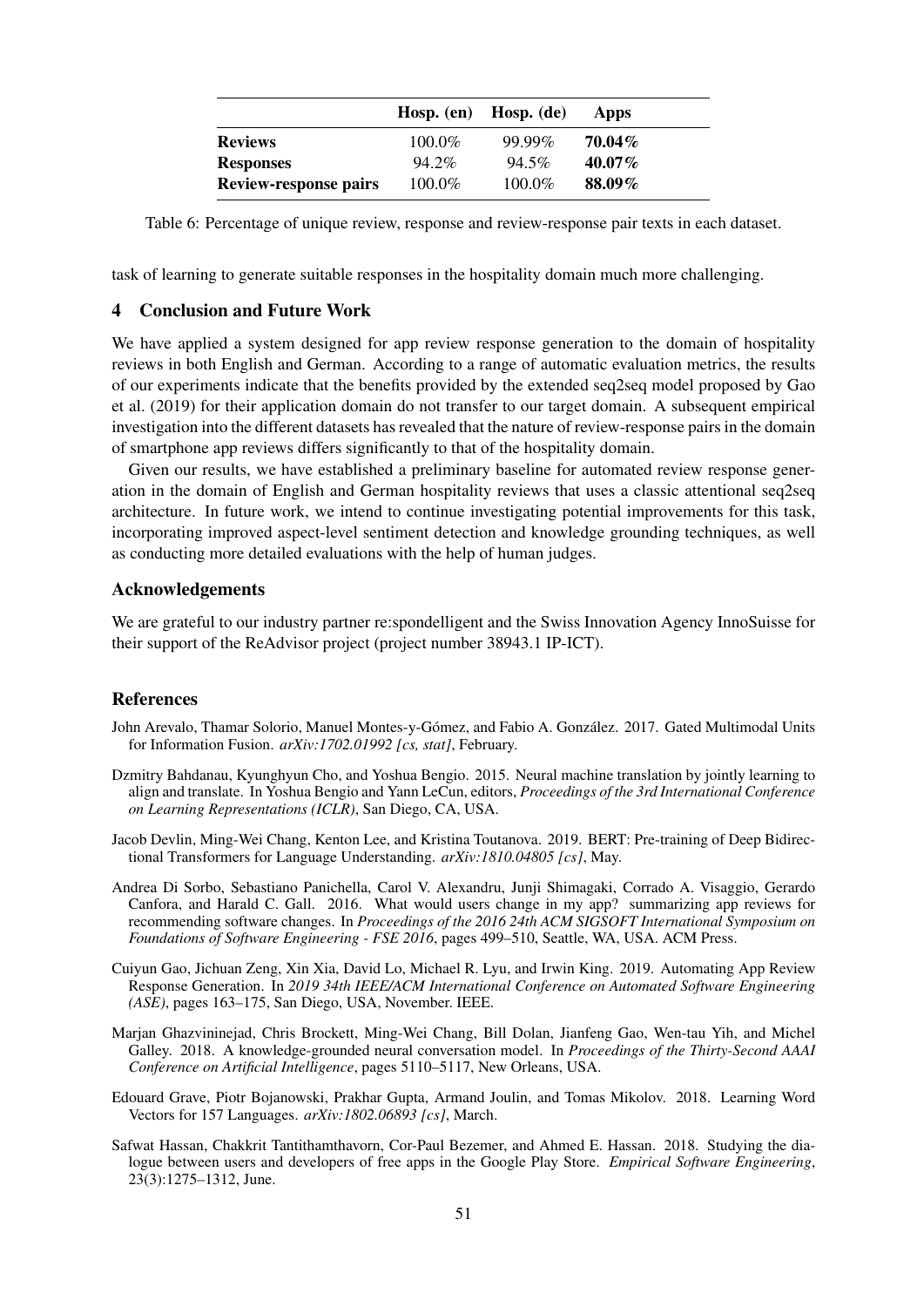| | Hosp. (en) | Hosp. (de) | Apps |
|---|---|---|---|
| **Reviews** | 100.0% | 99.99% | **70.04%** |
| **Responses** | 94.2% | 94.5% | **40.07%** |
| **Review-response pairs** | 100.0% | 100.0% | **88.09%** |

Table 6: Percentage of unique review, response and review-response pair texts in each dataset.

task of learning to generate suitable responses in the hospitality domain much more challenging.

## 4 Conclusion and Future Work

We have applied a system designed for app review response generation to the domain of hospitality reviews in both English and German. According to a range of automatic evaluation metrics, the results of our experiments indicate that the benefits provided by the extended seq2seq model proposed by Gao et al. (2019) for their application domain do not transfer to our target domain. A subsequent empirical investigation into the different datasets has revealed that the nature of review-response pairs in the domain of smartphone app reviews differs significantly to that of the hospitality domain.

Given our results, we have established a preliminary baseline for automated review response generation in the domain of English and German hospitality reviews that uses a classic attentional seq2seq architecture. In future work, we intend to continue investigating potential improvements for this task, incorporating improved aspect-level sentiment detection and knowledge grounding techniques, as well as conducting more detailed evaluations with the help of human judges.

## Acknowledgements

We are grateful to our industry partner re:spondelligent and the Swiss Innovation Agency InnoSuisse for their support of the ReAdvisor project (project number 38943.1 IP-ICT).

## References

John Arevalo, Thamar Solorio, Manuel Montes-y-Gómez, and Fabio A. González. 2017. Gated Multimodal Units for Information Fusion. *arXiv:1702.01992 [cs, stat]*, February.

Dzmitry Bahdanau, Kyunghyun Cho, and Yoshua Bengio. 2015. Neural machine translation by jointly learning to align and translate. In Yoshua Bengio and Yann LeCun, editors, *Proceedings of the 3rd International Conference on Learning Representations (ICLR)*, San Diego, CA, USA.

Jacob Devlin, Ming-Wei Chang, Kenton Lee, and Kristina Toutanova. 2019. BERT: Pre-training of Deep Bidirectional Transformers for Language Understanding. *arXiv:1810.04805 [cs]*, May.

Andrea Di Sorbo, Sebastiano Panichella, Carol V. Alexandru, Junji Shimagaki, Corrado A. Visaggio, Gerardo Canfora, and Harald C. Gall. 2016. What would users change in my app? summarizing app reviews for recommending software changes. In *Proceedings of the 2016 24th ACM SIGSOFT International Symposium on Foundations of Software Engineering - FSE 2016*, pages 499–510, Seattle, WA, USA. ACM Press.

Cuiyun Gao, Jichuan Zeng, Xin Xia, David Lo, Michael R. Lyu, and Irwin King. 2019. Automating App Review Response Generation. In *2019 34th IEEE/ACM International Conference on Automated Software Engineering (ASE)*, pages 163–175, San Diego, USA, November. IEEE.

Marjan Ghazvininejad, Chris Brockett, Ming-Wei Chang, Bill Dolan, Jianfeng Gao, Wen-tau Yih, and Michel Galley. 2018. A knowledge-grounded neural conversation model. In *Proceedings of the Thirty-Second AAAI Conference on Artificial Intelligence*, pages 5110–5117, New Orleans, USA.

Edouard Grave, Piotr Bojanowski, Prakhar Gupta, Armand Joulin, and Tomas Mikolov. 2018. Learning Word Vectors for 157 Languages. *arXiv:1802.06893 [cs]*, March.

Safwat Hassan, Chakkrit Tantithamthavorn, Cor-Paul Bezemer, and Ahmed E. Hassan. 2018. Studying the dialogue between users and developers of free apps in the Google Play Store. *Empirical Software Engineering*, 23(3):1275–1312, June.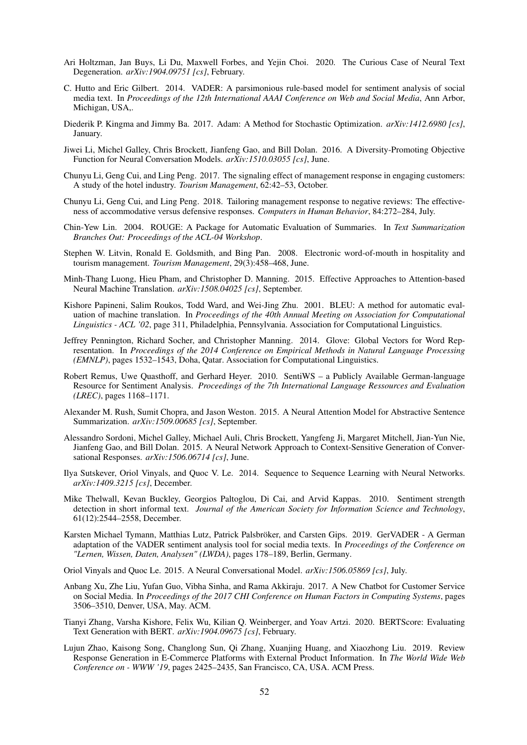Ari Holtzman, Jan Buys, Li Du, Maxwell Forbes, and Yejin Choi. 2020. The Curious Case of Neural Text Degeneration. *arXiv:1904.09751 [cs]*, February.

C. Hutto and Eric Gilbert. 2014. VADER: A parsimonious rule-based model for sentiment analysis of social media text. In *Proceedings of the 12th International AAAI Conference on Web and Social Media*, Ann Arbor, Michigan, USA,.

Diederik P. Kingma and Jimmy Ba. 2017. Adam: A Method for Stochastic Optimization. *arXiv:1412.6980 [cs]*, January.

Jiwei Li, Michel Galley, Chris Brockett, Jianfeng Gao, and Bill Dolan. 2016. A Diversity-Promoting Objective Function for Neural Conversation Models. *arXiv:1510.03055 [cs]*, June.

Chunyu Li, Geng Cui, and Ling Peng. 2017. The signaling effect of management response in engaging customers: A study of the hotel industry. *Tourism Management*, 62:42–53, October.

Chunyu Li, Geng Cui, and Ling Peng. 2018. Tailoring management response to negative reviews: The effectiveness of accommodative versus defensive responses. *Computers in Human Behavior*, 84:272–284, July.

Chin-Yew Lin. 2004. ROUGE: A Package for Automatic Evaluation of Summaries. In *Text Summarization Branches Out: Proceedings of the ACL-04 Workshop*.

Stephen W. Litvin, Ronald E. Goldsmith, and Bing Pan. 2008. Electronic word-of-mouth in hospitality and tourism management. *Tourism Management*, 29(3):458–468, June.

Minh-Thang Luong, Hieu Pham, and Christopher D. Manning. 2015. Effective Approaches to Attention-based Neural Machine Translation. *arXiv:1508.04025 [cs]*, September.

Kishore Papineni, Salim Roukos, Todd Ward, and Wei-Jing Zhu. 2001. BLEU: A method for automatic evaluation of machine translation. In *Proceedings of the 40th Annual Meeting on Association for Computational Linguistics - ACL '02*, page 311, Philadelphia, Pennsylvania. Association for Computational Linguistics.

Jeffrey Pennington, Richard Socher, and Christopher Manning. 2014. Glove: Global Vectors for Word Representation. In *Proceedings of the 2014 Conference on Empirical Methods in Natural Language Processing (EMNLP)*, pages 1532–1543, Doha, Qatar. Association for Computational Linguistics.

Robert Remus, Uwe Quasthoff, and Gerhard Heyer. 2010. SentiWS – a Publicly Available German-language Resource for Sentiment Analysis. *Proceedings of the 7th International Language Ressources and Evaluation (LREC)*, pages 1168–1171.

Alexander M. Rush, Sumit Chopra, and Jason Weston. 2015. A Neural Attention Model for Abstractive Sentence Summarization. *arXiv:1509.00685 [cs]*, September.

Alessandro Sordoni, Michel Galley, Michael Auli, Chris Brockett, Yangfeng Ji, Margaret Mitchell, Jian-Yun Nie, Jianfeng Gao, and Bill Dolan. 2015. A Neural Network Approach to Context-Sensitive Generation of Conversational Responses. *arXiv:1506.06714 [cs]*, June.

Ilya Sutskever, Oriol Vinyals, and Quoc V. Le. 2014. Sequence to Sequence Learning with Neural Networks. *arXiv:1409.3215 [cs]*, December.

Mike Thelwall, Kevan Buckley, Georgios Paltoglou, Di Cai, and Arvid Kappas. 2010. Sentiment strength detection in short informal text. *Journal of the American Society for Information Science and Technology*, 61(12):2544–2558, December.

Karsten Michael Tymann, Matthias Lutz, Patrick Palsbröker, and Carsten Gips. 2019. GerVADER - A German adaptation of the VADER sentiment analysis tool for social media texts. In *Proceedings of the Conference on "Lernen, Wissen, Daten, Analysen" (LWDA)*, pages 178–189, Berlin, Germany.

Oriol Vinyals and Quoc Le. 2015. A Neural Conversational Model. *arXiv:1506.05869 [cs]*, July.

Anbang Xu, Zhe Liu, Yufan Guo, Vibha Sinha, and Rama Akkiraju. 2017. A New Chatbot for Customer Service on Social Media. In *Proceedings of the 2017 CHI Conference on Human Factors in Computing Systems*, pages 3506–3510, Denver, USA, May. ACM.

Tianyi Zhang, Varsha Kishore, Felix Wu, Kilian Q. Weinberger, and Yoav Artzi. 2020. BERTScore: Evaluating Text Generation with BERT. *arXiv:1904.09675 [cs]*, February.

Lujun Zhao, Kaisong Song, Changlong Sun, Qi Zhang, Xuanjing Huang, and Xiaozhong Liu. 2019. Review Response Generation in E-Commerce Platforms with External Product Information. In *The World Wide Web Conference on - WWW '19*, pages 2425–2435, San Francisco, CA, USA. ACM Press.